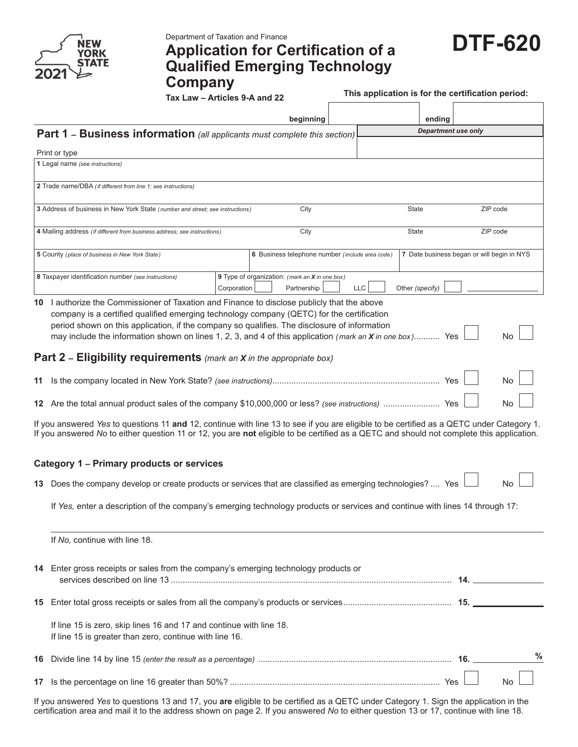NEW YORK STATE 2021

Department of Taxation and Finance

# Application for Certification of a Qualified Emerging Technology Company

**DTF-620**

**Tax Law – Articles 9-A and 22**

**This application is for the certification period:**

| beginning | | ending | |
|---|---|---|---|

## Part 1 – Business information *(all applicants must complete this section)*

*Department use only*

Print or type

| | | | |
|---|---|---|---|
| **1** Legal name *(see instructions)* | | | |
| **2** Trade name/DBA *(if different from line 1; see instructions)* | | | |
| **3** Address of business in New York State *(number and street; see instructions)* | City | State | ZIP code |
| **4** Mailing address *(if different from business address; see instructions)* | City | State | ZIP code |
| **5** County *(place of business in New York State)* | **6** Business telephone number *(include area code)* | **7** Date business began or will begin in NYS | |
| **8** Taxpayer identification number *(see instructions)* | **9** Type of organization: *(mark an X in one box)* Corporation ☐ Partnership ☐ LLC ☐ Other *(specify)* ☐ ________ | | |

**10** I authorize the Commissioner of Taxation and Finance to disclose publicly that the above company is a certified qualified emerging technology company (QETC) for the certification period shown on this application, if the company so qualifies. The disclosure of information may include the information shown on lines 1, 2, 3, and 4 of this application *(mark an X in one box)*........... Yes ☐ No ☐

## Part 2 – Eligibility requirements *(mark an X in the appropriate box)*

**11** Is the company located in New York State? *(see instructions)*........ Yes ☐ No ☐

**12** Are the total annual product sales of the company $10,000,000 or less? *(see instructions)* ........ Yes ☐ No ☐

If you answered *Yes* to questions 11 **and** 12, continue with line 13 to see if you are eligible to be certified as a QETC under Category 1. If you answered *No* to either question 11 or 12, you are **not** eligible to be certified as a QETC and should not complete this application.

### Category 1 – Primary products or services

**13** Does the company develop or create products or services that are classified as emerging technologies? .... Yes ☐ No ☐

If *Yes,* enter a description of the company's emerging technology products or services and continue with lines 14 through 17:

______________________________________________

If *No,* continue with line 18.

**14** Enter gross receipts or sales from the company's emerging technology products or services described on line 13 ........ **14.** ________

**15** Enter total gross receipts or sales from all the company's products or services........ **15.** ________

If line 15 is zero, skip lines 16 and 17 and continue with line 18.
If line 15 is greater than zero, continue with line 16.

**16** Divide line 14 by line 15 *(enter the result as a percentage)* ........ **16.** ________ %

**17** Is the percentage on line 16 greater than 50%? ........ Yes ☐ No ☐

If you answered *Yes* to questions 13 and 17, you **are** eligible to be certified as a QETC under Category 1. Sign the application in the certification area and mail it to the address shown on page 2. If you answered *No* to either question 13 or 17, continue with line 18.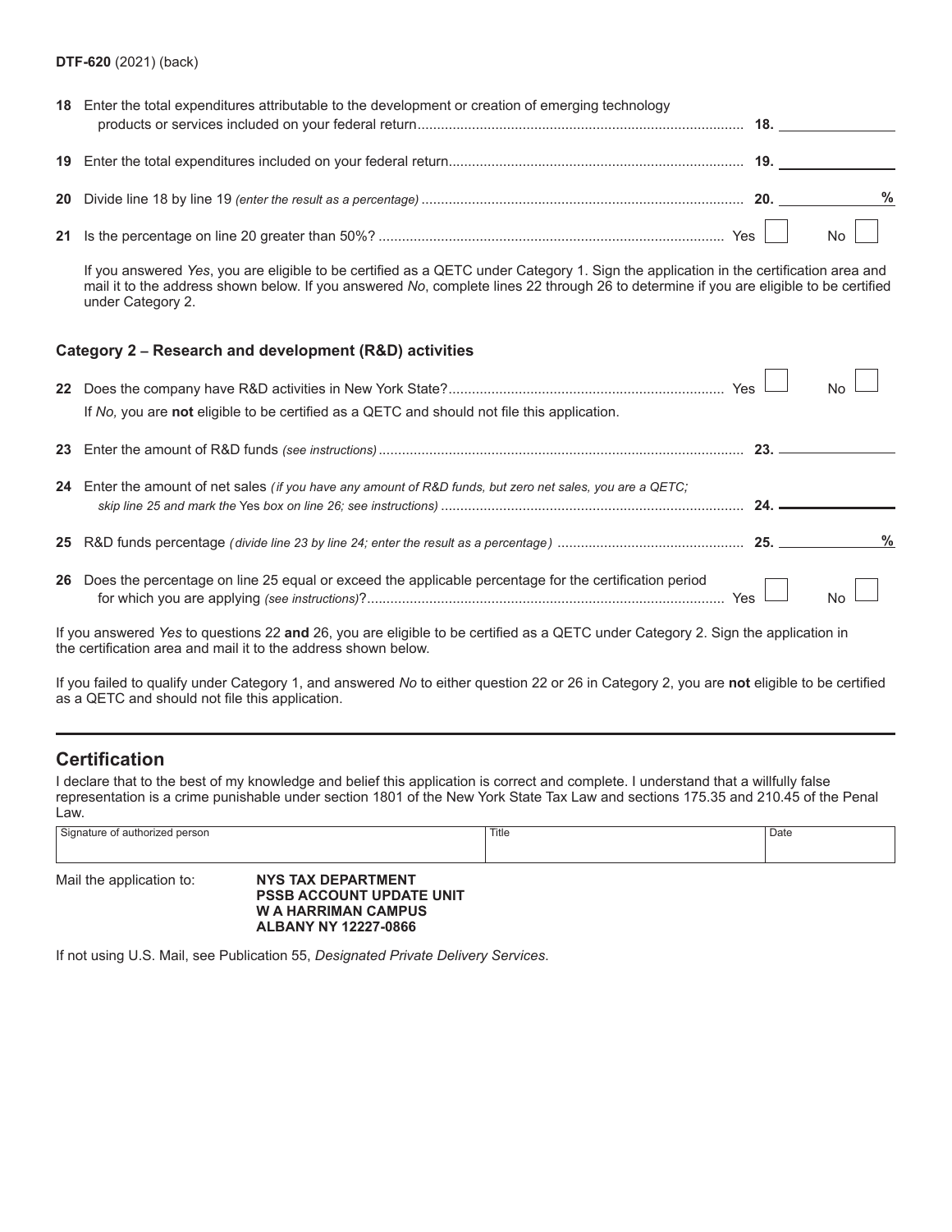**DTF-620** (2021) (back)

**18** Enter the total expenditures attributable to the development or creation of emerging technology products or services included on your federal return .................................................................................. **18.** ______________

**19** Enter the total expenditures included on your federal return .......................................................................... **19.** ______________

**20** Divide line 18 by line 19 *(enter the result as a percentage)* .................................................................................. **20.** ______________ **%**

**21** Is the percentage on line 20 greater than 50%? ........................................................................................ Yes ☐ No ☐

If you answered *Yes*, you are eligible to be certified as a QETC under Category 1. Sign the application in the certification area and mail it to the address shown below. If you answered *No*, complete lines 22 through 26 to determine if you are eligible to be certified under Category 2.

### Category 2 – Research and development (R&D) activities

**22** Does the company have R&D activities in New York State? ...................................................................... Yes ☐ No ☐

If *No,* you are **not** eligible to be certified as a QETC and should not file this application.

**23** Enter the amount of R&D funds *(see instructions)* ............................................................................................ **23.** ______________

**24** Enter the amount of net sales *(if you have any amount of R&D funds, but zero net sales, you are a QETC; skip line 25 and mark the* Yes *box on line 26; see instructions)* ............................................................................ **24.** ______________

**25** R&D funds percentage *(divide line 23 by line 24; enter the result as a percentage)* ............................................... **25.** ______________ **%**

**26** Does the percentage on line 25 equal or exceed the applicable percentage for the certification period for which you are applying *(see instructions)*? .......................................................................................... Yes ☐ No ☐

If you answered *Yes* to questions 22 **and** 26, you are eligible to be certified as a QETC under Category 2. Sign the application in the certification area and mail it to the address shown below.

If you failed to qualify under Category 1, and answered *No* to either question 22 or 26 in Category 2, you are **not** eligible to be certified as a QETC and should not file this application.

## Certification

I declare that to the best of my knowledge and belief this application is correct and complete. I understand that a willfully false representation is a crime punishable under section 1801 of the New York State Tax Law and sections 175.35 and 210.45 of the Penal Law.

| Signature of authorized person | Title | Date |
|---|---|---|
| | | |

Mail the application to: **NYS TAX DEPARTMENT**
**PSSB ACCOUNT UPDATE UNIT**
**W A HARRIMAN CAMPUS**
**ALBANY NY 12227-0866**

If not using U.S. Mail, see Publication 55, *Designated Private Delivery Services*.